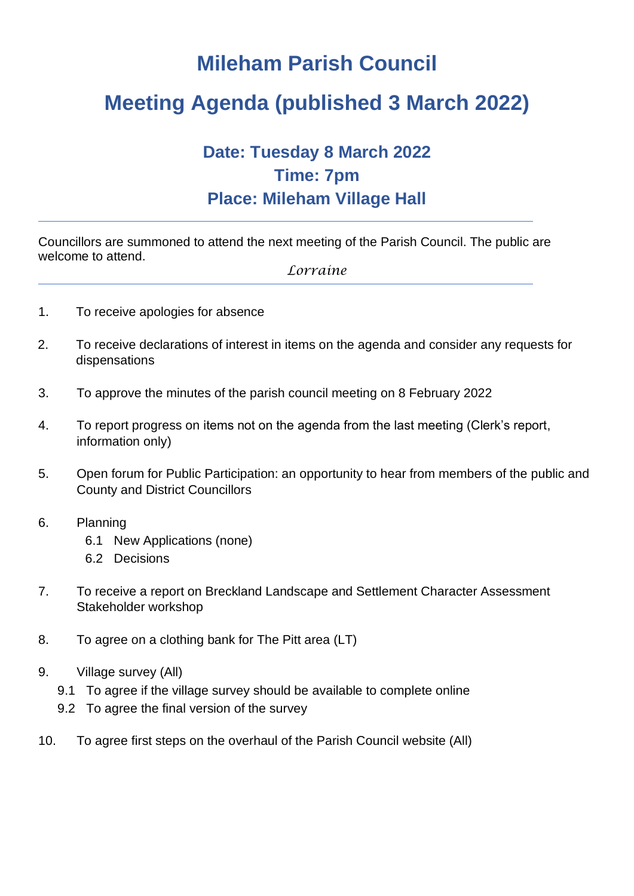# Mileham Parish Council

# Meeting Agenda (published 3 March 2022)

### Date: Tuesday 8 March 2022
### Time: 7pm
### Place: Mileham Village Hall

---

Councillors are summoned to attend the next meeting of the Parish Council. The public are welcome to attend.

*Lorraine*

---

1. To receive apologies for absence

2. To receive declarations of interest in items on the agenda and consider any requests for dispensations

3. To approve the minutes of the parish council meeting on 8 February 2022

4. To report progress on items not on the agenda from the last meeting (Clerk's report, information only)

5. Open forum for Public Participation: an opportunity to hear from members of the public and County and District Councillors

6. Planning
   - 6.1 New Applications (none)
   - 6.2 Decisions

7. To receive a report on Breckland Landscape and Settlement Character Assessment Stakeholder workshop

8. To agree on a clothing bank for The Pitt area (LT)

9. Village survey (All)
   - 9.1 To agree if the village survey should be available to complete online
   - 9.2 To agree the final version of the survey

10. To agree first steps on the overhaul of the Parish Council website (All)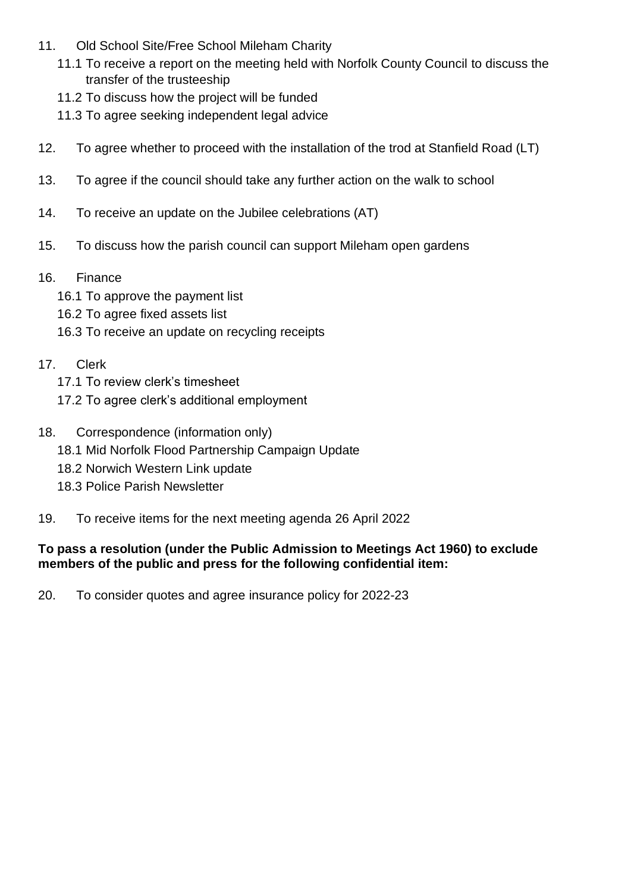11. Old School Site/Free School Mileham Charity
    - 11.1 To receive a report on the meeting held with Norfolk County Council to discuss the transfer of the trusteeship
    - 11.2 To discuss how the project will be funded
    - 11.3 To agree seeking independent legal advice

12. To agree whether to proceed with the installation of the trod at Stanfield Road (LT)

13. To agree if the council should take any further action on the walk to school

14. To receive an update on the Jubilee celebrations (AT)

15. To discuss how the parish council can support Mileham open gardens

16. Finance
    - 16.1 To approve the payment list
    - 16.2 To agree fixed assets list
    - 16.3 To receive an update on recycling receipts

17. Clerk
    - 17.1 To review clerk's timesheet
    - 17.2 To agree clerk's additional employment

18. Correspondence (information only)
    - 18.1 Mid Norfolk Flood Partnership Campaign Update
    - 18.2 Norwich Western Link update
    - 18.3 Police Parish Newsletter

19. To receive items for the next meeting agenda 26 April 2022

**To pass a resolution (under the Public Admission to Meetings Act 1960) to exclude members of the public and press for the following confidential item:**

20. To consider quotes and agree insurance policy for 2022-23